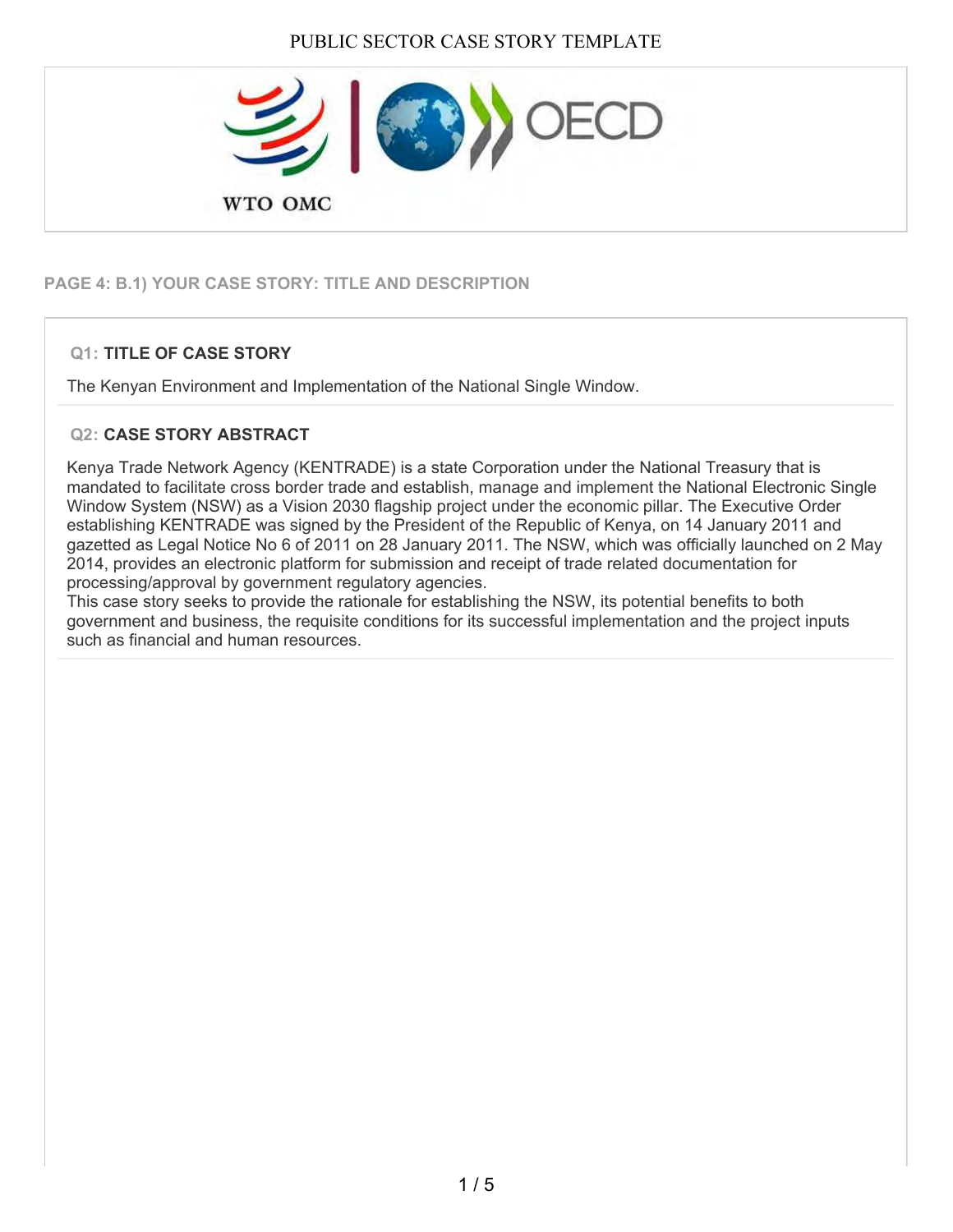# PUBLIC SECTOR CASE STORY TEMPLATE

WTO OMC

OECD

## PAGE 4: B.1) YOUR CASE STORY: TITLE AND DESCRIPTION

### Q1: TITLE OF CASE STORY

The Kenyan Environment and Implementation of the National Single Window.

### Q2: CASE STORY ABSTRACT

Kenya Trade Network Agency (KENTRADE) is a state Corporation under the National Treasury that is mandated to facilitate cross border trade and establish, manage and implement the National Electronic Single Window System (NSW) as a Vision 2030 flagship project under the economic pillar. The Executive Order establishing KENTRADE was signed by the President of the Republic of Kenya, on 14 January 2011 and gazetted as Legal Notice No 6 of 2011 on 28 January 2011. The NSW, which was officially launched on 2 May 2014, provides an electronic platform for submission and receipt of trade related documentation for processing/approval by government regulatory agencies.

This case story seeks to provide the rationale for establishing the NSW, its potential benefits to both government and business, the requisite conditions for its successful implementation and the project inputs such as financial and human resources.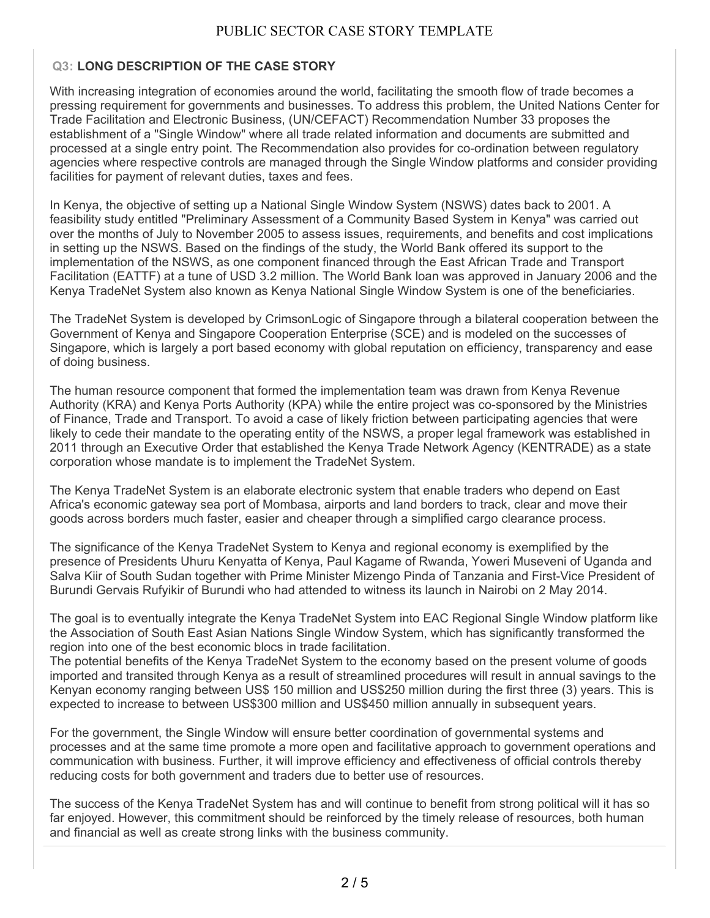## Q3: LONG DESCRIPTION OF THE CASE STORY

With increasing integration of economies around the world, facilitating the smooth flow of trade becomes a pressing requirement for governments and businesses. To address this problem, the United Nations Center for Trade Facilitation and Electronic Business, (UN/CEFACT) Recommendation Number 33 proposes the establishment of a "Single Window" where all trade related information and documents are submitted and processed at a single entry point. The Recommendation also provides for co-ordination between regulatory agencies where respective controls are managed through the Single Window platforms and consider providing facilities for payment of relevant duties, taxes and fees.

In Kenya, the objective of setting up a National Single Window System (NSWS) dates back to 2001. A feasibility study entitled "Preliminary Assessment of a Community Based System in Kenya" was carried out over the months of July to November 2005 to assess issues, requirements, and benefits and cost implications in setting up the NSWS. Based on the findings of the study, the World Bank offered its support to the implementation of the NSWS, as one component financed through the East African Trade and Transport Facilitation (EATTF) at a tune of USD 3.2 million. The World Bank loan was approved in January 2006 and the Kenya TradeNet System also known as Kenya National Single Window System is one of the beneficiaries.

The TradeNet System is developed by CrimsonLogic of Singapore through a bilateral cooperation between the Government of Kenya and Singapore Cooperation Enterprise (SCE) and is modeled on the successes of Singapore, which is largely a port based economy with global reputation on efficiency, transparency and ease of doing business.

The human resource component that formed the implementation team was drawn from Kenya Revenue Authority (KRA) and Kenya Ports Authority (KPA) while the entire project was co-sponsored by the Ministries of Finance, Trade and Transport. To avoid a case of likely friction between participating agencies that were likely to cede their mandate to the operating entity of the NSWS, a proper legal framework was established in 2011 through an Executive Order that established the Kenya Trade Network Agency (KENTRADE) as a state corporation whose mandate is to implement the TradeNet System.

The Kenya TradeNet System is an elaborate electronic system that enable traders who depend on East Africa's economic gateway sea port of Mombasa, airports and land borders to track, clear and move their goods across borders much faster, easier and cheaper through a simplified cargo clearance process.

The significance of the Kenya TradeNet System to Kenya and regional economy is exemplified by the presence of Presidents Uhuru Kenyatta of Kenya, Paul Kagame of Rwanda, Yoweri Museveni of Uganda and Salva Kiir of South Sudan together with Prime Minister Mizengo Pinda of Tanzania and First-Vice President of Burundi Gervais Rufyikir of Burundi who had attended to witness its launch in Nairobi on 2 May 2014.

The goal is to eventually integrate the Kenya TradeNet System into EAC Regional Single Window platform like the Association of South East Asian Nations Single Window System, which has significantly transformed the region into one of the best economic blocs in trade facilitation.
The potential benefits of the Kenya TradeNet System to the economy based on the present volume of goods imported and transited through Kenya as a result of streamlined procedures will result in annual savings to the Kenyan economy ranging between US$ 150 million and US$250 million during the first three (3) years. This is expected to increase to between US$300 million and US$450 million annually in subsequent years.

For the government, the Single Window will ensure better coordination of governmental systems and processes and at the same time promote a more open and facilitative approach to government operations and communication with business. Further, it will improve efficiency and effectiveness of official controls thereby reducing costs for both government and traders due to better use of resources.

The success of the Kenya TradeNet System has and will continue to benefit from strong political will it has so far enjoyed. However, this commitment should be reinforced by the timely release of resources, both human and financial as well as create strong links with the business community.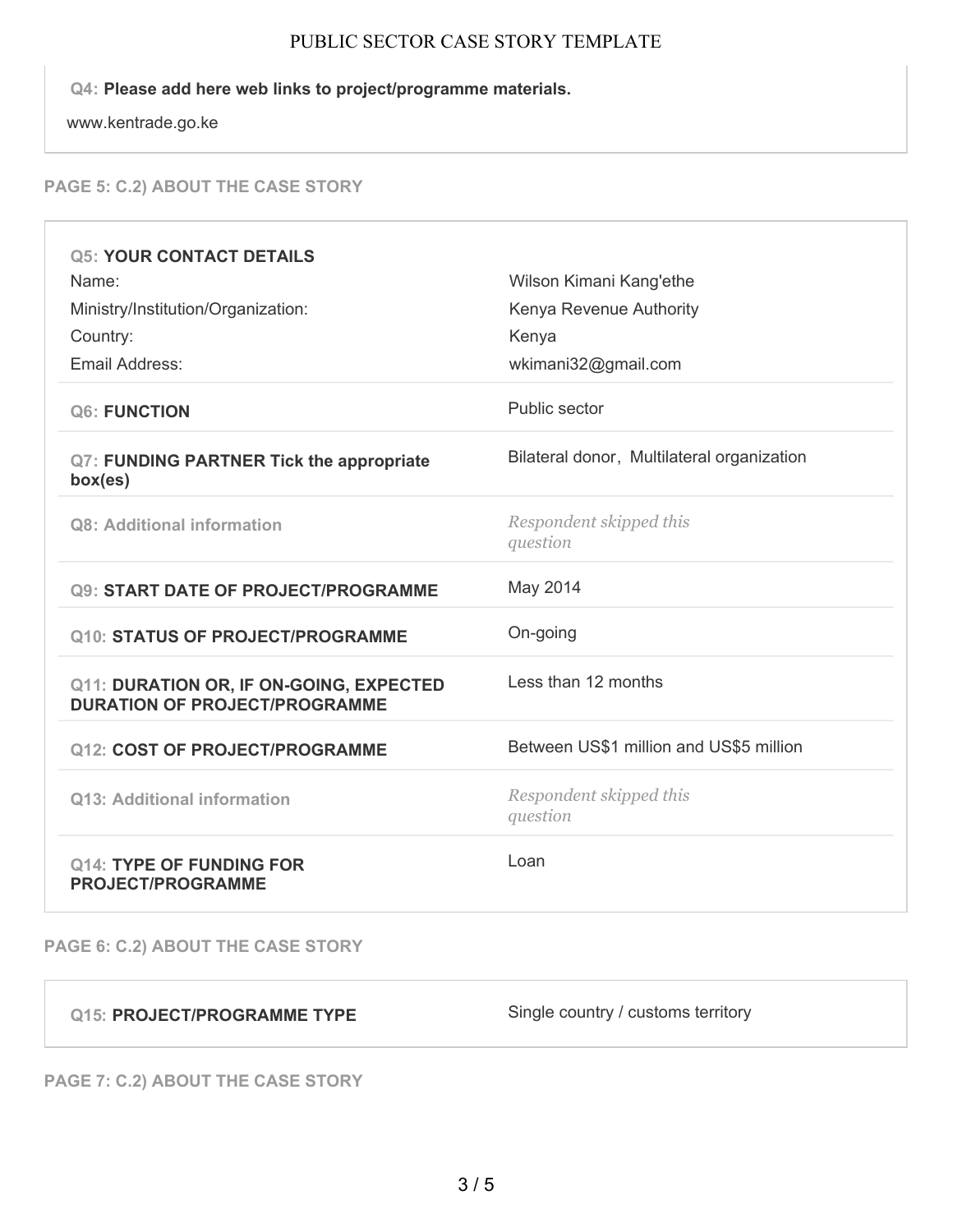**Q4: Please add here web links to project/programme materials.**

www.kentrade.go.ke

## PAGE 5: C.2) ABOUT THE CASE STORY

**Q5: YOUR CONTACT DETAILS**

| | |
|---|---|
| Name: | Wilson Kimani Kang'ethe |
| Ministry/Institution/Organization: | Kenya Revenue Authority |
| Country: | Kenya |
| Email Address: | wkimani32@gmail.com |

| | |
|---|---|
| **Q6: FUNCTION** | Public sector |
| **Q7: FUNDING PARTNER Tick the appropriate box(es)** | Bilateral donor, Multilateral organization |
| Q8: Additional information | *Respondent skipped this question* |
| **Q9: START DATE OF PROJECT/PROGRAMME** | May 2014 |
| **Q10: STATUS OF PROJECT/PROGRAMME** | On-going |
| **Q11: DURATION OR, IF ON-GOING, EXPECTED DURATION OF PROJECT/PROGRAMME** | Less than 12 months |
| **Q12: COST OF PROJECT/PROGRAMME** | Between US$1 million and US$5 million |
| Q13: Additional information | *Respondent skipped this question* |
| **Q14: TYPE OF FUNDING FOR PROJECT/PROGRAMME** | Loan |

## PAGE 6: C.2) ABOUT THE CASE STORY

| | |
|---|---|
| **Q15: PROJECT/PROGRAMME TYPE** | Single country / customs territory |

## PAGE 7: C.2) ABOUT THE CASE STORY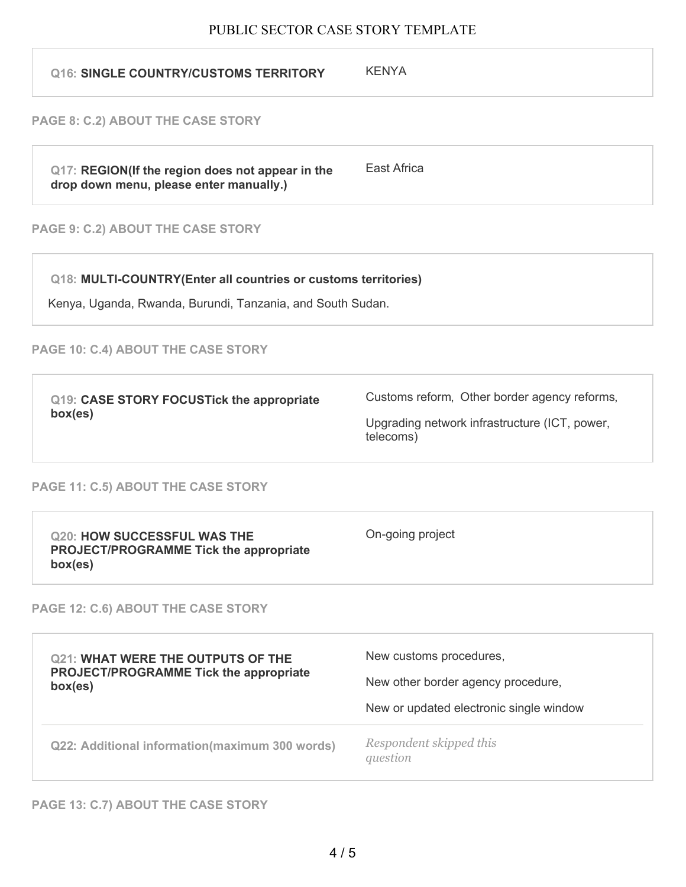| **Q16: SINGLE COUNTRY/CUSTOMS TERRITORY** | KENYA |
|---|---|

**PAGE 8: C.2) ABOUT THE CASE STORY**

| **Q17: REGION(If the region does not appear in the drop down menu, please enter manually.)** | East Africa |
|---|---|

**PAGE 9: C.2) ABOUT THE CASE STORY**

**Q18: MULTI-COUNTRY(Enter all countries or customs territories)**

Kenya, Uganda, Rwanda, Burundi, Tanzania, and South Sudan.

**PAGE 10: C.4) ABOUT THE CASE STORY**

| **Q19: CASE STORY FOCUSTick the appropriate box(es)** | Customs reform, Other border agency reforms,<br><br>Upgrading network infrastructure (ICT, power, telecoms) |
|---|---|

**PAGE 11: C.5) ABOUT THE CASE STORY**

| **Q20: HOW SUCCESSFUL WAS THE PROJECT/PROGRAMME Tick the appropriate box(es)** | On-going project |
|---|---|

**PAGE 12: C.6) ABOUT THE CASE STORY**

| **Q21: WHAT WERE THE OUTPUTS OF THE PROJECT/PROGRAMME Tick the appropriate box(es)** | New customs procedures,<br><br>New other border agency procedure,<br><br>New or updated electronic single window |
|---|---|
| **Q22: Additional information(maximum 300 words)** | *Respondent skipped this question* |

**PAGE 13: C.7) ABOUT THE CASE STORY**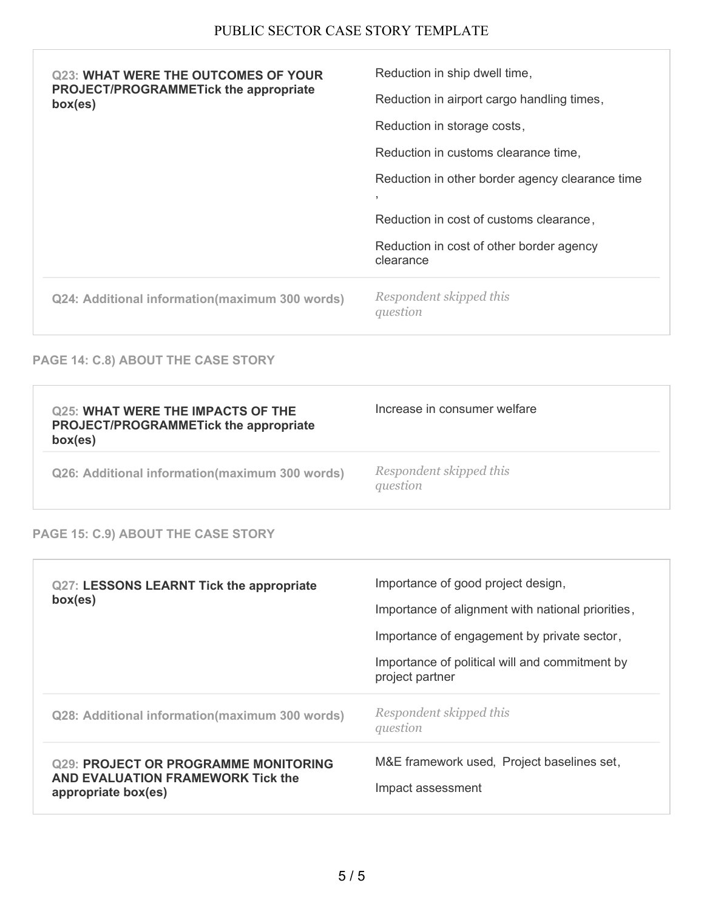| | |
|---|---|
| Q23: **WHAT WERE THE OUTCOMES OF YOUR PROJECT/PROGRAMMETick the appropriate box(es)** | Reduction in ship dwell time,<br>Reduction in airport cargo handling times,<br>Reduction in storage costs,<br>Reduction in customs clearance time,<br>Reduction in other border agency clearance time ,<br>Reduction in cost of customs clearance,<br>Reduction in cost of other border agency clearance |
| Q24: Additional information(maximum 300 words) | *Respondent skipped this question* |

## PAGE 14: C.8) ABOUT THE CASE STORY

| | |
|---|---|
| Q25: **WHAT WERE THE IMPACTS OF THE PROJECT/PROGRAMMETick the appropriate box(es)** | Increase in consumer welfare |
| Q26: Additional information(maximum 300 words) | *Respondent skipped this question* |

## PAGE 15: C.9) ABOUT THE CASE STORY

| | |
|---|---|
| Q27: **LESSONS LEARNT Tick the appropriate box(es)** | Importance of good project design,<br>Importance of alignment with national priorities,<br>Importance of engagement by private sector,<br>Importance of political will and commitment by project partner |
| Q28: Additional information(maximum 300 words) | *Respondent skipped this question* |
| Q29: **PROJECT OR PROGRAMME MONITORING AND EVALUATION FRAMEWORK Tick the appropriate box(es)** | M&E framework used, Project baselines set,<br>Impact assessment |